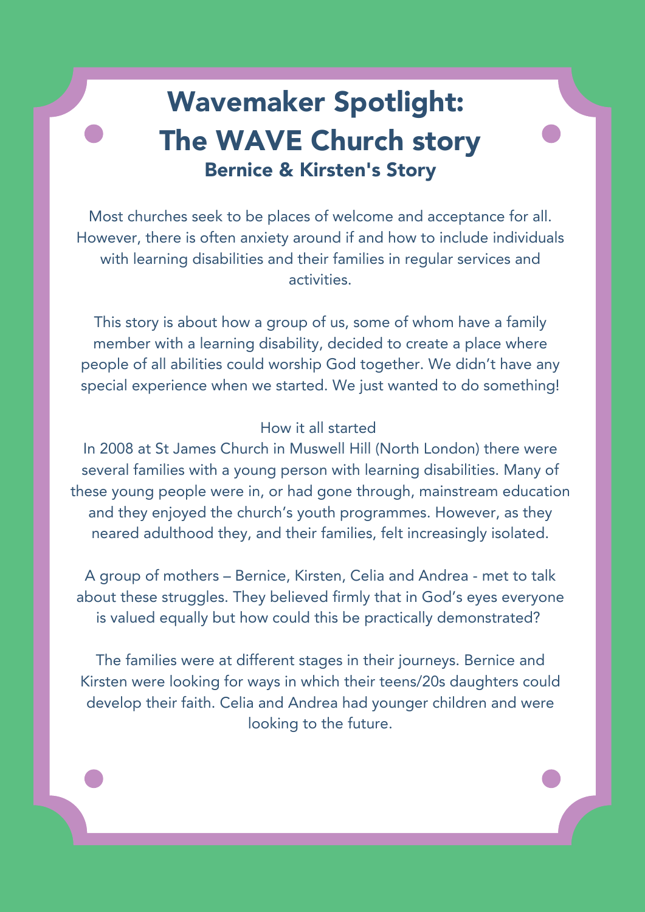# Wavemaker Spotlight: The WAVE Church story

## Bernice & Kirsten's Story

Most churches seek to be places of welcome and acceptance for all. However, there is often anxiety around if and how to include individuals with learning disabilities and their families in regular services and activities.

This story is about how a group of us, some of whom have a family member with a learning disability, decided to create a place where people of all abilities could worship God together. We didn't have any special experience when we started. We just wanted to do something!

### How it all started

In 2008 at St James Church in Muswell Hill (North London) there were several families with a young person with learning disabilities. Many of these young people were in, or had gone through, mainstream education and they enjoyed the church's youth programmes. However, as they neared adulthood they, and their families, felt increasingly isolated.

A group of mothers – Bernice, Kirsten, Celia and Andrea - met to talk about these struggles. They believed firmly that in God's eyes everyone is valued equally but how could this be practically demonstrated?

The families were at different stages in their journeys. Bernice and Kirsten were looking for ways in which their teens/20s daughters could develop their faith. Celia and Andrea had younger children and were looking to the future.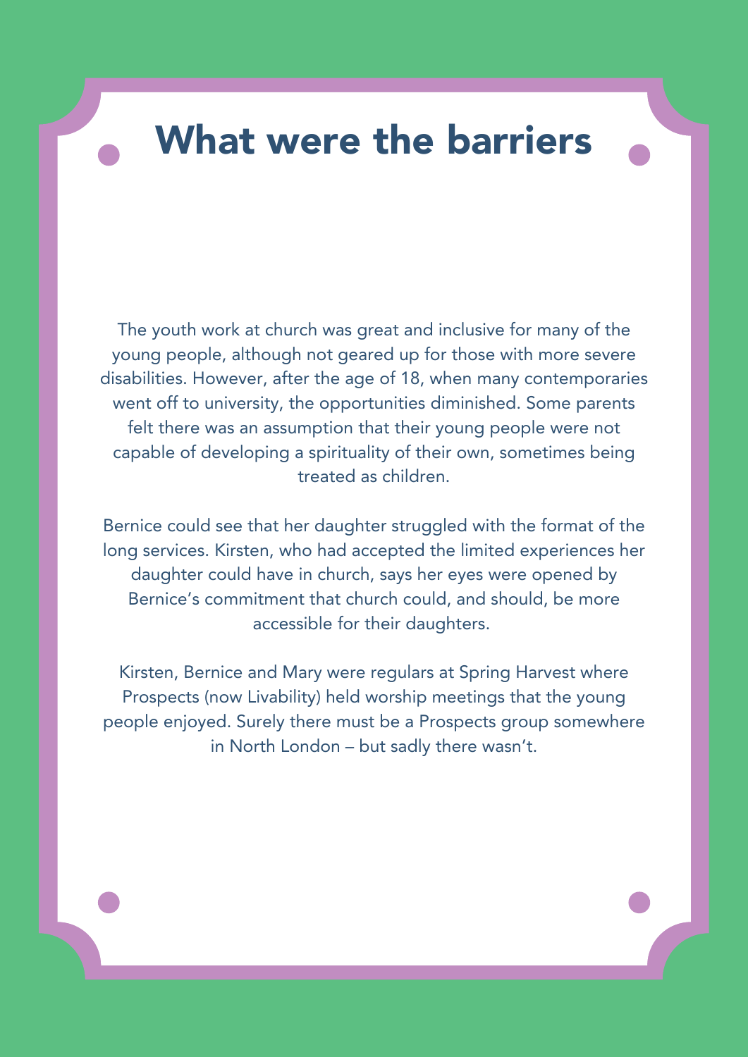# What were the barriers

The youth work at church was great and inclusive for many of the young people, although not geared up for those with more severe disabilities. However, after the age of 18, when many contemporaries went off to university, the opportunities diminished. Some parents felt there was an assumption that their young people were not capable of developing a spirituality of their own, sometimes being treated as children.

Bernice could see that her daughter struggled with the format of the long services. Kirsten, who had accepted the limited experiences her daughter could have in church, says her eyes were opened by Bernice's commitment that church could, and should, be more accessible for their daughters.

Kirsten, Bernice and Mary were regulars at Spring Harvest where Prospects (now Livability) held worship meetings that the young people enjoyed. Surely there must be a Prospects group somewhere in North London – but sadly there wasn't.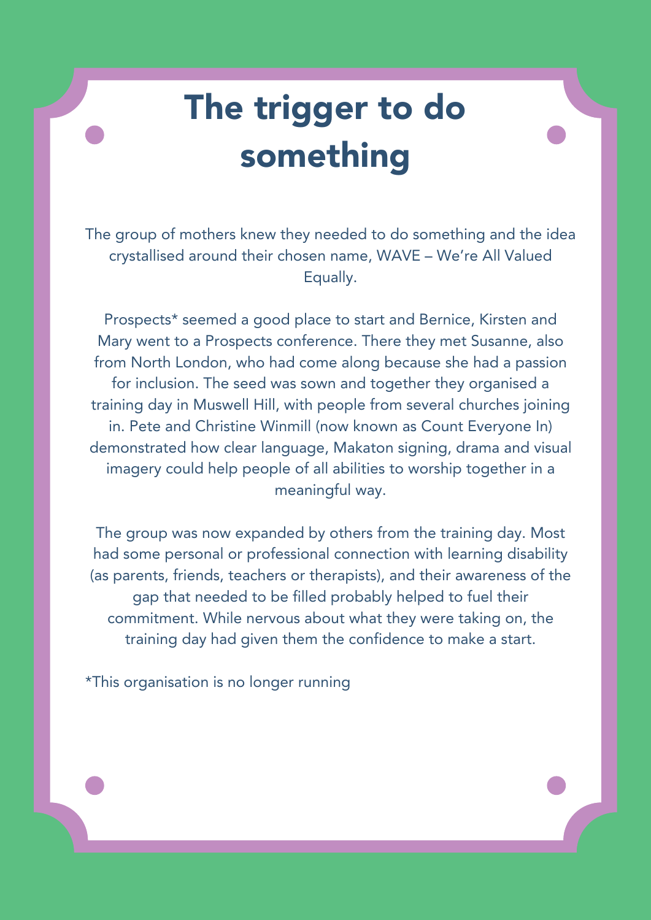# The trigger to do something

The group of mothers knew they needed to do something and the idea crystallised around their chosen name, WAVE – We're All Valued Equally.

Prospects* seemed a good place to start and Bernice, Kirsten and Mary went to a Prospects conference. There they met Susanne, also from North London, who had come along because she had a passion for inclusion. The seed was sown and together they organised a training day in Muswell Hill, with people from several churches joining in. Pete and Christine Winmill (now known as Count Everyone In) demonstrated how clear language, Makaton signing, drama and visual imagery could help people of all abilities to worship together in a meaningful way.

The group was now expanded by others from the training day. Most had some personal or professional connection with learning disability (as parents, friends, teachers or therapists), and their awareness of the gap that needed to be filled probably helped to fuel their commitment. While nervous about what they were taking on, the training day had given them the confidence to make a start.

*This organisation is no longer running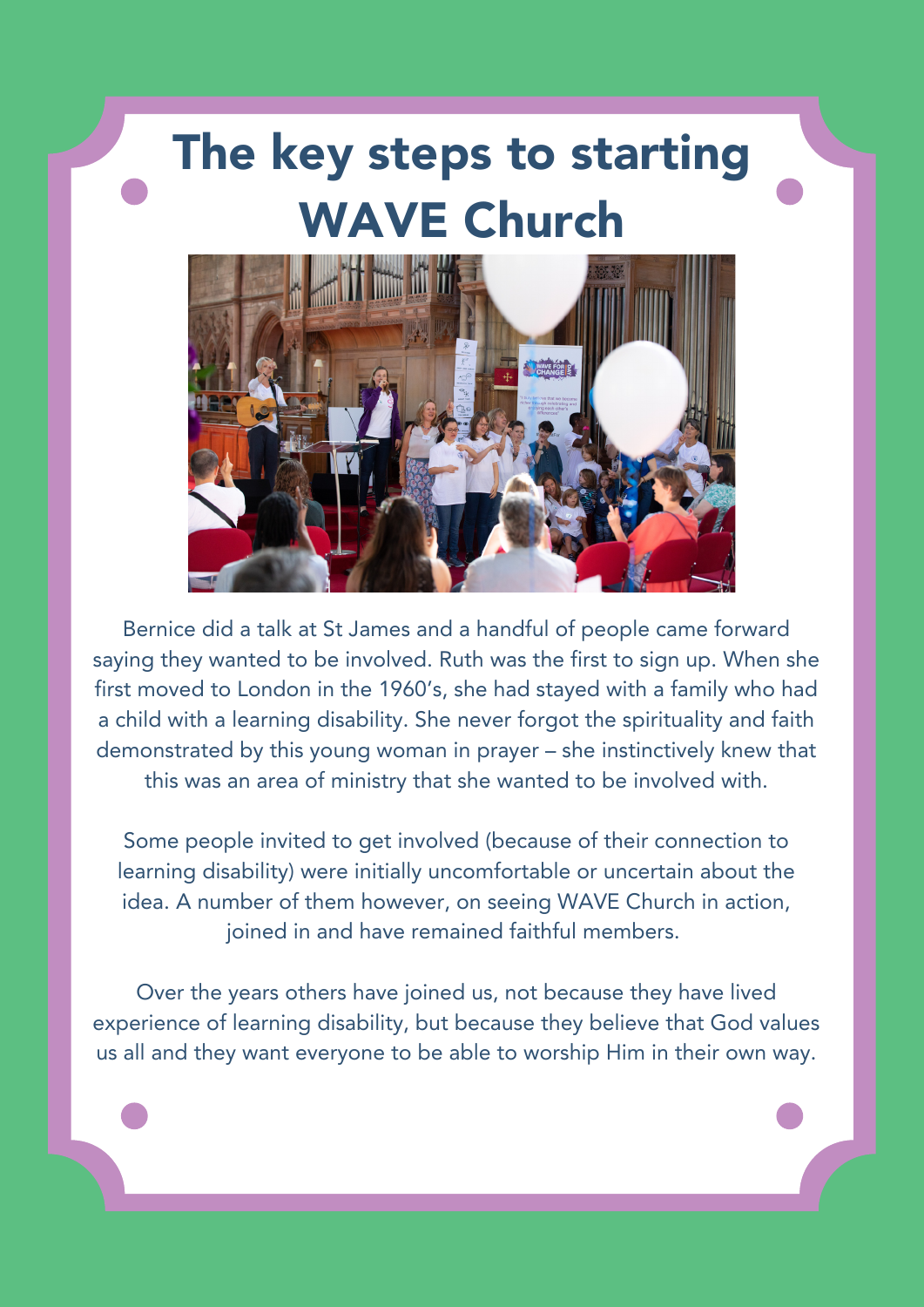# The key steps to starting WAVE Church

Bernice did a talk at St James and a handful of people came forward saying they wanted to be involved. Ruth was the first to sign up. When she first moved to London in the 1960's, she had stayed with a family who had a child with a learning disability. She never forgot the spirituality and faith demonstrated by this young woman in prayer – she instinctively knew that this was an area of ministry that she wanted to be involved with.

Some people invited to get involved (because of their connection to learning disability) were initially uncomfortable or uncertain about the idea. A number of them however, on seeing WAVE Church in action, joined in and have remained faithful members.

Over the years others have joined us, not because they have lived experience of learning disability, but because they believe that God values us all and they want everyone to be able to worship Him in their own way.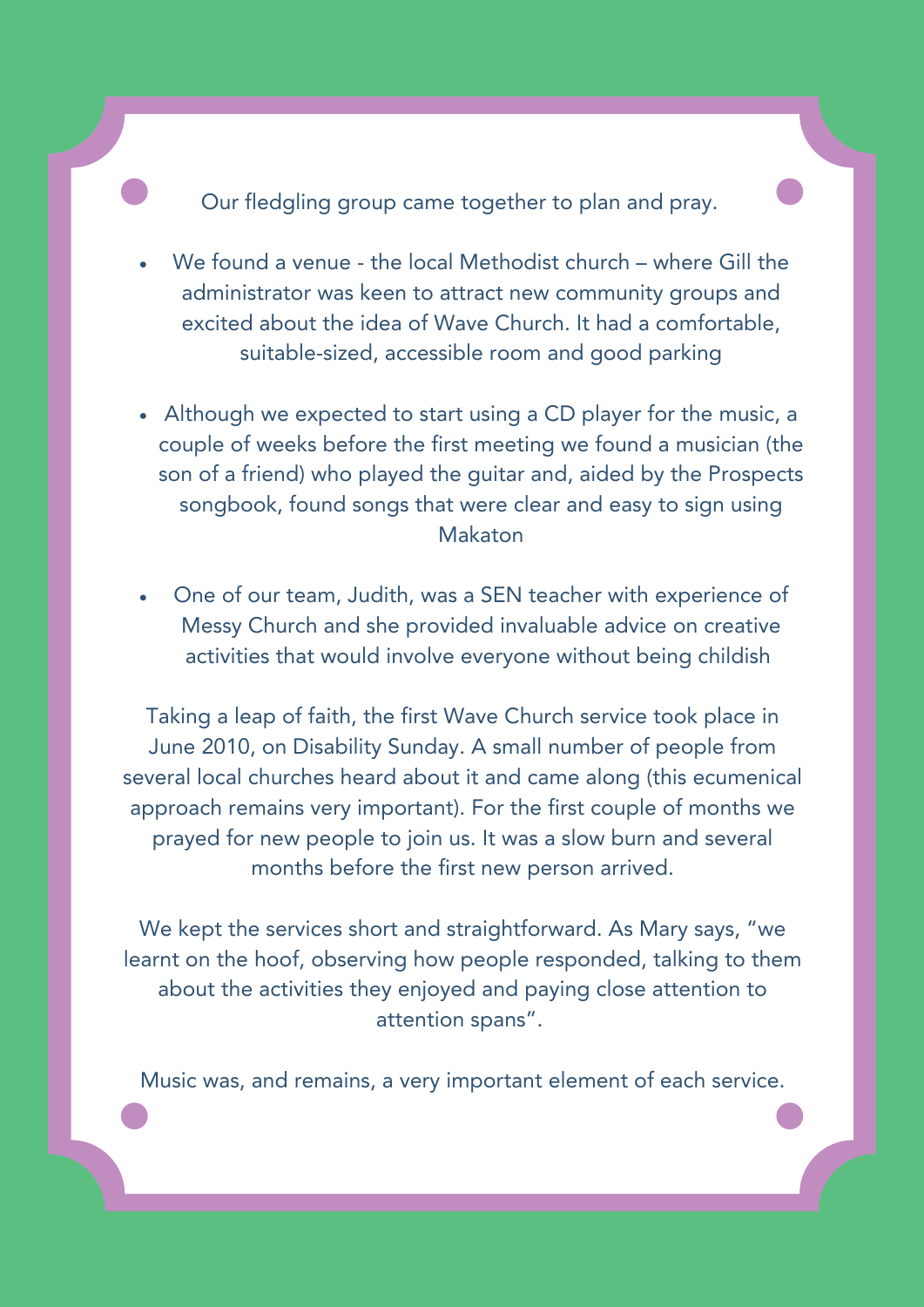Our fledgling group came together to plan and pray.

- We found a venue - the local Methodist church – where Gill the administrator was keen to attract new community groups and excited about the idea of Wave Church. It had a comfortable, suitable-sized, accessible room and good parking
- Although we expected to start using a CD player for the music, a couple of weeks before the first meeting we found a musician (the son of a friend) who played the guitar and, aided by the Prospects songbook, found songs that were clear and easy to sign using Makaton
- One of our team, Judith, was a SEN teacher with experience of Messy Church and she provided invaluable advice on creative activities that would involve everyone without being childish

Taking a leap of faith, the first Wave Church service took place in June 2010, on Disability Sunday. A small number of people from several local churches heard about it and came along (this ecumenical approach remains very important). For the first couple of months we prayed for new people to join us. It was a slow burn and several months before the first new person arrived.

We kept the services short and straightforward. As Mary says, "we learnt on the hoof, observing how people responded, talking to them about the activities they enjoyed and paying close attention to attention spans".

Music was, and remains, a very important element of each service.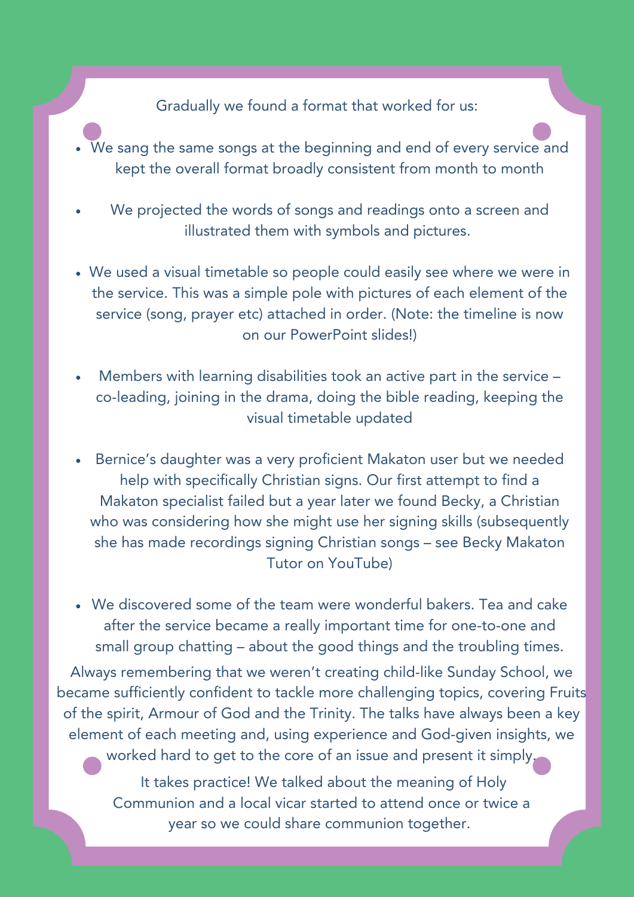Gradually we found a format that worked for us:

- We sang the same songs at the beginning and end of every service and kept the overall format broadly consistent from month to month
- We projected the words of songs and readings onto a screen and illustrated them with symbols and pictures.
- We used a visual timetable so people could easily see where we were in the service. This was a simple pole with pictures of each element of the service (song, prayer etc) attached in order. (Note: the timeline is now on our PowerPoint slides!)
- Members with learning disabilities took an active part in the service – co-leading, joining in the drama, doing the bible reading, keeping the visual timetable updated
- Bernice's daughter was a very proficient Makaton user but we needed help with specifically Christian signs. Our first attempt to find a Makaton specialist failed but a year later we found Becky, a Christian who was considering how she might use her signing skills (subsequently she has made recordings signing Christian songs – see Becky Makaton Tutor on YouTube)
- We discovered some of the team were wonderful bakers. Tea and cake after the service became a really important time for one-to-one and small group chatting – about the good things and the troubling times.

Always remembering that we weren't creating child-like Sunday School, we became sufficiently confident to tackle more challenging topics, covering Fruits of the spirit, Armour of God and the Trinity. The talks have always been a key element of each meeting and, using experience and God-given insights, we worked hard to get to the core of an issue and present it simply.

It takes practice! We talked about the meaning of Holy Communion and a local vicar started to attend once or twice a year so we could share communion together.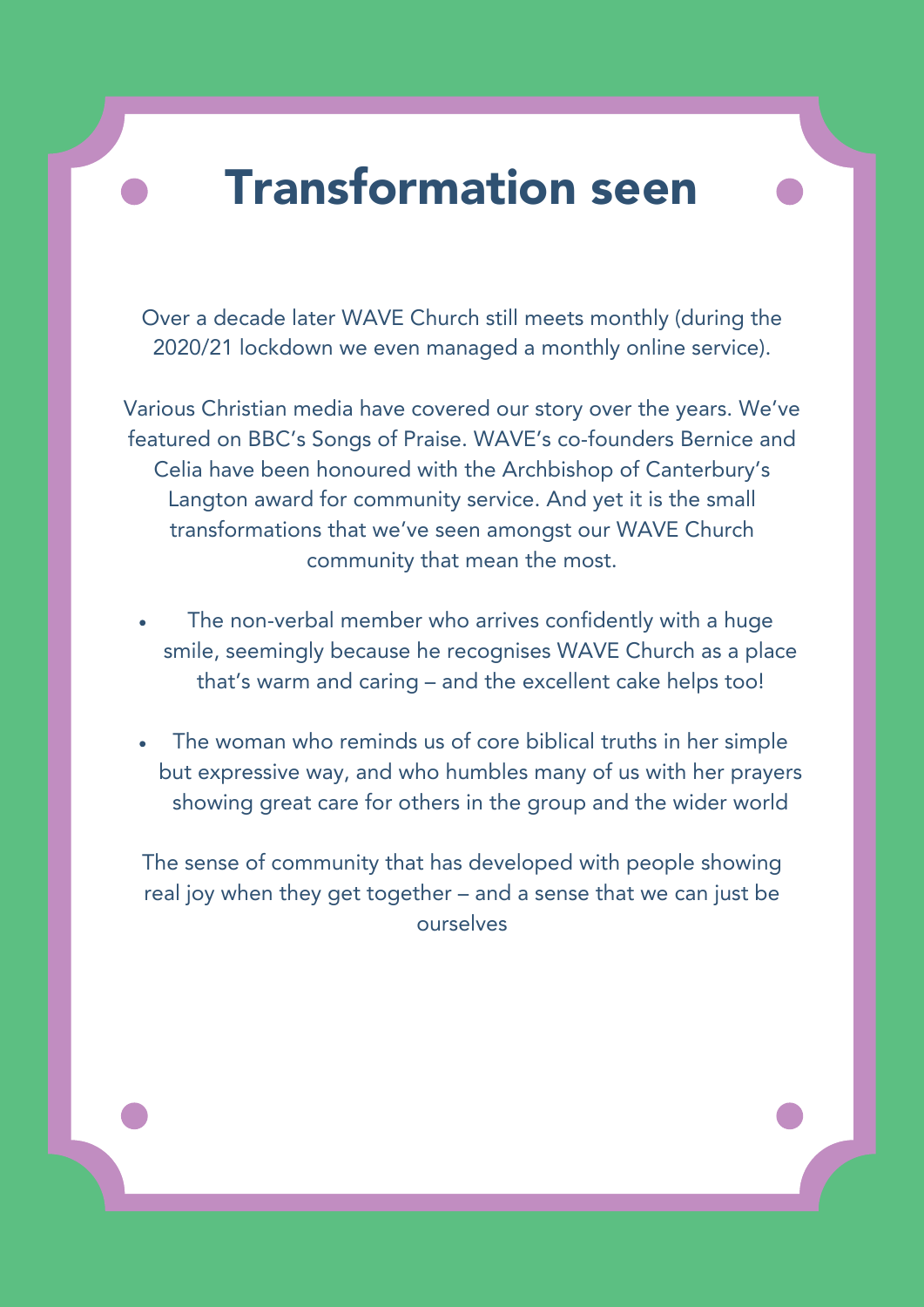# Transformation seen

Over a decade later WAVE Church still meets monthly (during the 2020/21 lockdown we even managed a monthly online service).

Various Christian media have covered our story over the years. We've featured on BBC's Songs of Praise. WAVE's co-founders Bernice and Celia have been honoured with the Archbishop of Canterbury's Langton award for community service. And yet it is the small transformations that we've seen amongst our WAVE Church community that mean the most.

- The non-verbal member who arrives confidently with a huge smile, seemingly because he recognises WAVE Church as a place that's warm and caring – and the excellent cake helps too!
- The woman who reminds us of core biblical truths in her simple but expressive way, and who humbles many of us with her prayers showing great care for others in the group and the wider world

The sense of community that has developed with people showing real joy when they get together – and a sense that we can just be ourselves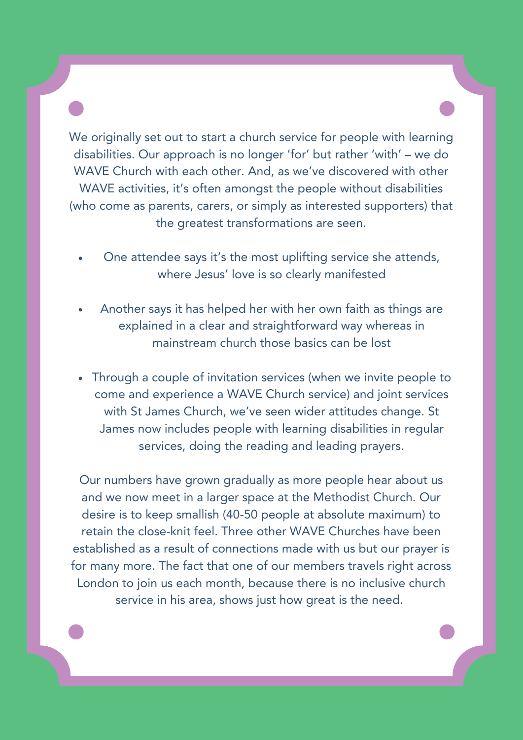We originally set out to start a church service for people with learning disabilities. Our approach is no longer 'for' but rather 'with' – we do WAVE Church with each other. And, as we've discovered with other WAVE activities, it's often amongst the people without disabilities (who come as parents, carers, or simply as interested supporters) that the greatest transformations are seen.

- One attendee says it's the most uplifting service she attends, where Jesus' love is so clearly manifested
- Another says it has helped her with her own faith as things are explained in a clear and straightforward way whereas in mainstream church those basics can be lost
- Through a couple of invitation services (when we invite people to come and experience a WAVE Church service) and joint services with St James Church, we've seen wider attitudes change. St James now includes people with learning disabilities in regular services, doing the reading and leading prayers.

Our numbers have grown gradually as more people hear about us and we now meet in a larger space at the Methodist Church. Our desire is to keep smallish (40-50 people at absolute maximum) to retain the close-knit feel. Three other WAVE Churches have been established as a result of connections made with us but our prayer is for many more. The fact that one of our members travels right across London to join us each month, because there is no inclusive church service in his area, shows just how great is the need.